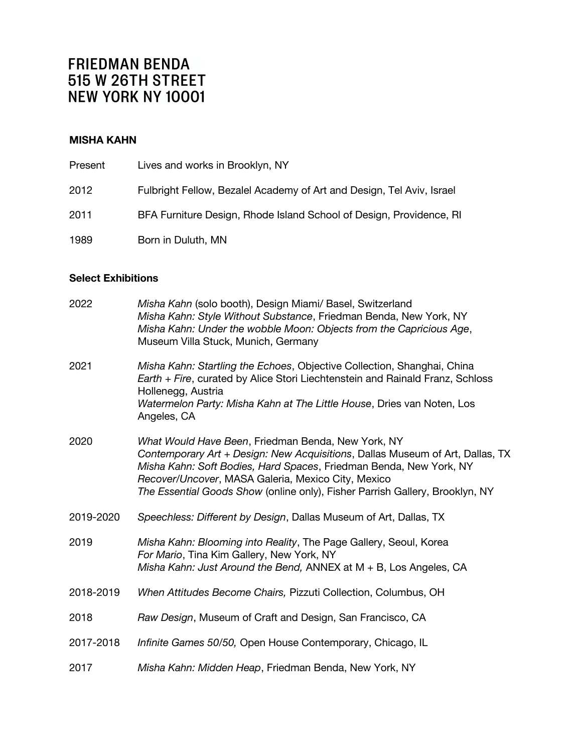# FRIEDMAN BENDA
# 515 W 26TH STREET
# NEW YORK NY 10001

**MISHA KAHN**

| | |
|---|---|
| Present | Lives and works in Brooklyn, NY |
| 2012 | Fulbright Fellow, Bezalel Academy of Art and Design, Tel Aviv, Israel |
| 2011 | BFA Furniture Design, Rhode Island School of Design, Providence, RI |
| 1989 | Born in Duluth, MN |

**Select Exhibitions**

2022
*Misha Kahn* (solo booth), Design Miami/ Basel, Switzerland
*Misha Kahn: Style Without Substance*, Friedman Benda, New York, NY
*Misha Kahn: Under the wobble Moon: Objects from the Capricious Age*, Museum Villa Stuck, Munich, Germany

2021
*Misha Kahn: Startling the Echoes*, Objective Collection, Shanghai, China
*Earth + Fire*, curated by Alice Stori Liechtenstein and Rainald Franz, Schloss Hollenegg, Austria
*Watermelon Party: Misha Kahn at The Little House*, Dries van Noten, Los Angeles, CA

2020
*What Would Have Been*, Friedman Benda, New York, NY
*Contemporary Art + Design: New Acquisitions*, Dallas Museum of Art, Dallas, TX
*Misha Kahn: Soft Bodies, Hard Spaces*, Friedman Benda, New York, NY
*Recover/Uncover*, MASA Galeria, Mexico City, Mexico
*The Essential Goods Show* (online only), Fisher Parrish Gallery, Brooklyn, NY

2019-2020
*Speechless: Different by Design*, Dallas Museum of Art, Dallas, TX

2019
*Misha Kahn: Blooming into Reality*, The Page Gallery, Seoul, Korea
*For Mario*, Tina Kim Gallery, New York, NY
*Misha Kahn: Just Around the Bend,* ANNEX at M + B, Los Angeles, CA

2018-2019
*When Attitudes Become Chairs,* Pizzuti Collection, Columbus, OH

2018
*Raw Design*, Museum of Craft and Design, San Francisco, CA

2017-2018
*Infinite Games 50/50,* Open House Contemporary, Chicago, IL

2017
*Misha Kahn: Midden Heap*, Friedman Benda, New York, NY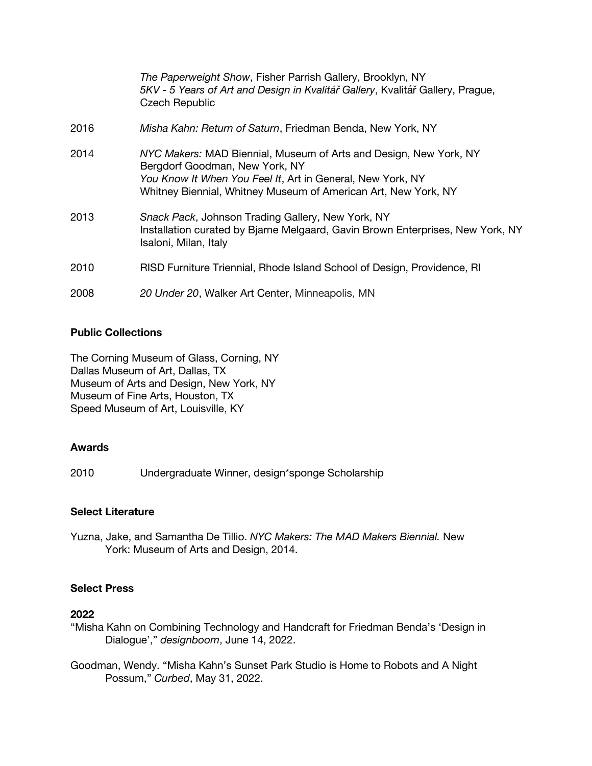*The Paperweight Show*, Fisher Parrish Gallery, Brooklyn, NY
*5KV - 5 Years of Art and Design in Kvalitář Gallery*, Kvalitář Gallery, Prague, Czech Republic

2016 *Misha Kahn: Return of Saturn*, Friedman Benda, New York, NY

2014 *NYC Makers:* MAD Biennial, Museum of Arts and Design, New York, NY
Bergdorf Goodman, New York, NY
*You Know It When You Feel It*, Art in General, New York, NY
Whitney Biennial, Whitney Museum of American Art, New York, NY

2013 *Snack Pack*, Johnson Trading Gallery, New York, NY
Installation curated by Bjarne Melgaard, Gavin Brown Enterprises, New York, NY
Isaloni, Milan, Italy

2010 RISD Furniture Triennial, Rhode Island School of Design, Providence, RI

2008 *20 Under 20*, Walker Art Center, Minneapolis, MN

**Public Collections**

The Corning Museum of Glass, Corning, NY
Dallas Museum of Art, Dallas, TX
Museum of Arts and Design, New York, NY
Museum of Fine Arts, Houston, TX
Speed Museum of Art, Louisville, KY

**Awards**

2010 Undergraduate Winner, design*sponge Scholarship

**Select Literature**

Yuzna, Jake, and Samantha De Tillio. *NYC Makers: The MAD Makers Biennial.* New York: Museum of Arts and Design, 2014.

**Select Press**

**2022**

"Misha Kahn on Combining Technology and Handcraft for Friedman Benda's 'Design in Dialogue'," *designboom*, June 14, 2022.

Goodman, Wendy. "Misha Kahn's Sunset Park Studio is Home to Robots and A Night Possum," *Curbed*, May 31, 2022.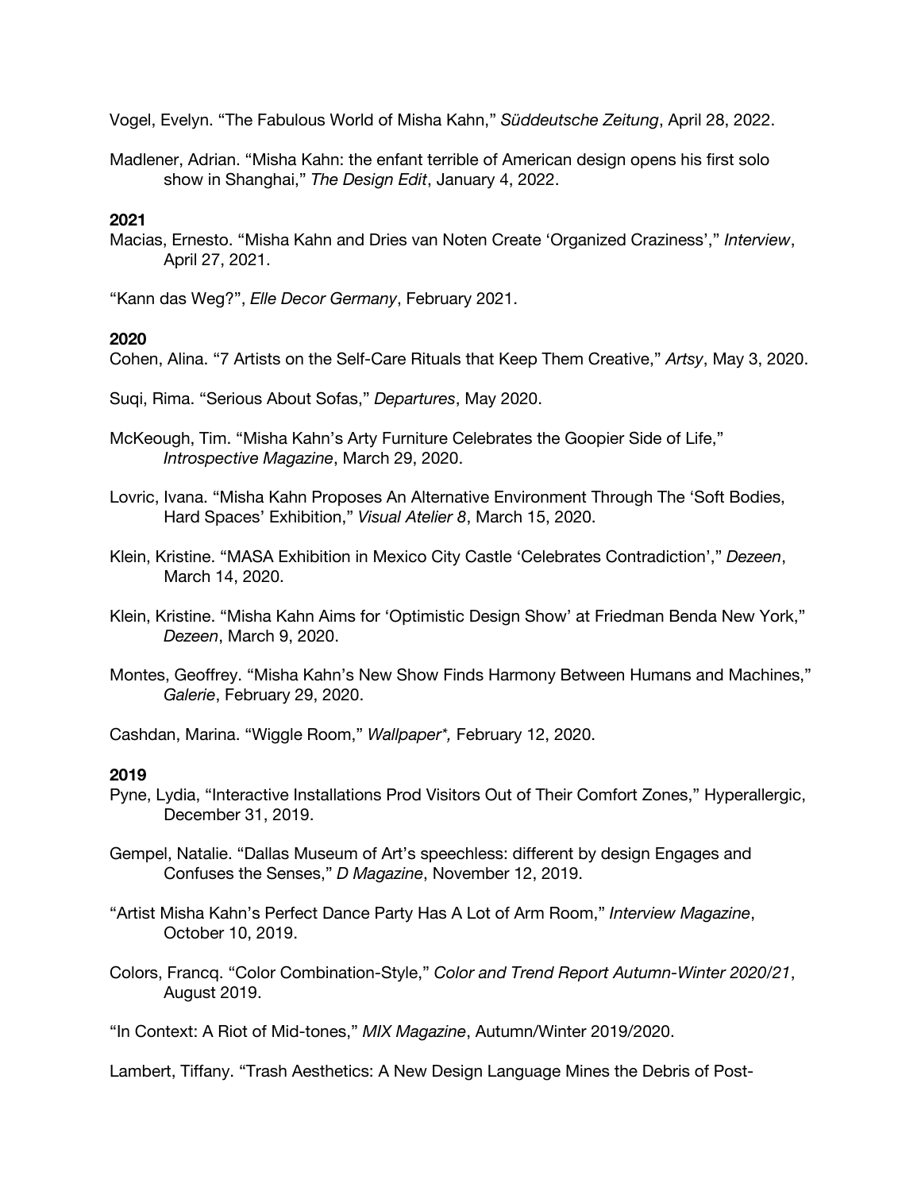Vogel, Evelyn. “The Fabulous World of Misha Kahn,” *Süddeutsche Zeitung*, April 28, 2022.

Madlener, Adrian. “Misha Kahn: the enfant terrible of American design opens his first solo show in Shanghai,” *The Design Edit*, January 4, 2022.

**2021**

Macias, Ernesto. “Misha Kahn and Dries van Noten Create ‘Organized Craziness’,” *Interview*, April 27, 2021.

“Kann das Weg?”, *Elle Decor Germany*, February 2021.

**2020**

Cohen, Alina. “7 Artists on the Self-Care Rituals that Keep Them Creative,” *Artsy*, May 3, 2020.

Suqi, Rima. “Serious About Sofas,” *Departures*, May 2020.

McKeough, Tim. “Misha Kahn’s Arty Furniture Celebrates the Goopier Side of Life,” *Introspective Magazine*, March 29, 2020.

Lovric, Ivana. “Misha Kahn Proposes An Alternative Environment Through The ‘Soft Bodies, Hard Spaces’ Exhibition,” *Visual Atelier 8*, March 15, 2020.

Klein, Kristine. “MASA Exhibition in Mexico City Castle ‘Celebrates Contradiction’,” *Dezeen*, March 14, 2020.

Klein, Kristine. “Misha Kahn Aims for ‘Optimistic Design Show’ at Friedman Benda New York,” *Dezeen*, March 9, 2020.

Montes, Geoffrey. “Misha Kahn’s New Show Finds Harmony Between Humans and Machines,” *Galerie*, February 29, 2020.

Cashdan, Marina. “Wiggle Room,” *Wallpaper*,* February 12, 2020.

**2019**

Pyne, Lydia, “Interactive Installations Prod Visitors Out of Their Comfort Zones,” Hyperallergic, December 31, 2019.

Gempel, Natalie. “Dallas Museum of Art’s speechless: different by design Engages and Confuses the Senses,” *D Magazine*, November 12, 2019.

“Artist Misha Kahn’s Perfect Dance Party Has A Lot of Arm Room,” *Interview Magazine*, October 10, 2019.

Colors, Francq. “Color Combination-Style,” *Color and Trend Report Autumn-Winter 2020/21*, August 2019.

“In Context: A Riot of Mid-tones,” *MIX Magazine*, Autumn/Winter 2019/2020.

Lambert, Tiffany. “Trash Aesthetics: A New Design Language Mines the Debris of Post-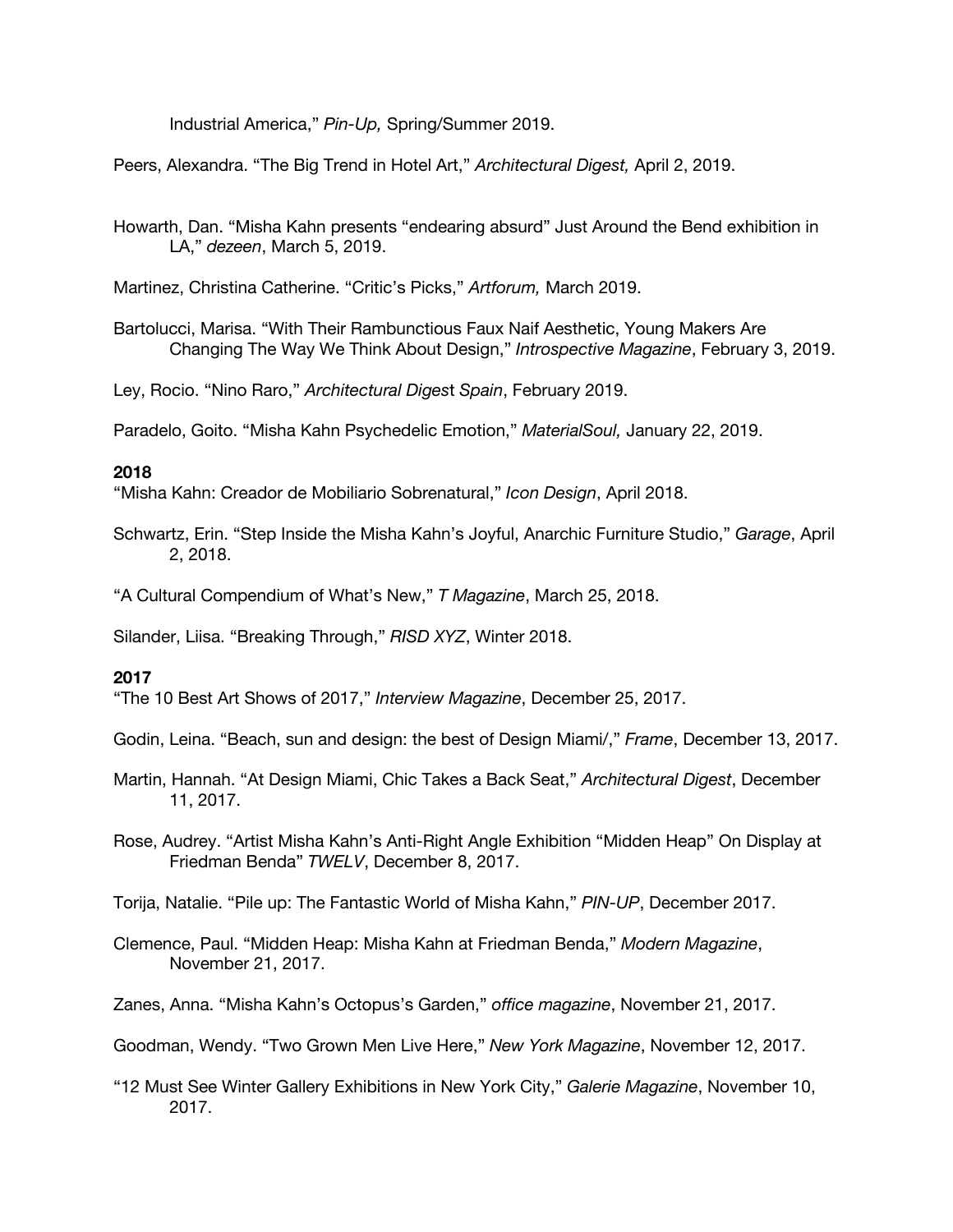Industrial America," *Pin-Up,* Spring/Summer 2019.

Peers, Alexandra. "The Big Trend in Hotel Art," *Architectural Digest,* April 2, 2019.

Howarth, Dan. "Misha Kahn presents "endearing absurd" Just Around the Bend exhibition in LA," *dezeen*, March 5, 2019.

Martinez, Christina Catherine. "Critic's Picks," *Artforum,* March 2019.

Bartolucci, Marisa. "With Their Rambunctious Faux Naif Aesthetic, Young Makers Are Changing The Way We Think About Design," *Introspective Magazine*, February 3, 2019.

Ley, Rocio. "Nino Raro," *Architectural Digest Spain*, February 2019.

Paradelo, Goito. "Misha Kahn Psychedelic Emotion," *MaterialSoul,* January 22, 2019.

**2018**

"Misha Kahn: Creador de Mobiliario Sobrenatural," *Icon Design*, April 2018.

Schwartz, Erin. "Step Inside the Misha Kahn's Joyful, Anarchic Furniture Studio," *Garage*, April 2, 2018.

"A Cultural Compendium of What's New," *T Magazine*, March 25, 2018.

Silander, Liisa. "Breaking Through," *RISD XYZ*, Winter 2018.

**2017**

"The 10 Best Art Shows of 2017," *Interview Magazine*, December 25, 2017.

Godin, Leina. "Beach, sun and design: the best of Design Miami/," *Frame*, December 13, 2017.

Martin, Hannah. "At Design Miami, Chic Takes a Back Seat," *Architectural Digest*, December 11, 2017.

Rose, Audrey. "Artist Misha Kahn's Anti-Right Angle Exhibition "Midden Heap" On Display at Friedman Benda" *TWELV*, December 8, 2017.

Torija, Natalie. "Pile up: The Fantastic World of Misha Kahn," *PIN-UP*, December 2017.

Clemence, Paul. "Midden Heap: Misha Kahn at Friedman Benda," *Modern Magazine*, November 21, 2017.

Zanes, Anna. "Misha Kahn's Octopus's Garden," *office magazine*, November 21, 2017.

Goodman, Wendy. "Two Grown Men Live Here," *New York Magazine*, November 12, 2017.

"12 Must See Winter Gallery Exhibitions in New York City," *Galerie Magazine*, November 10, 2017.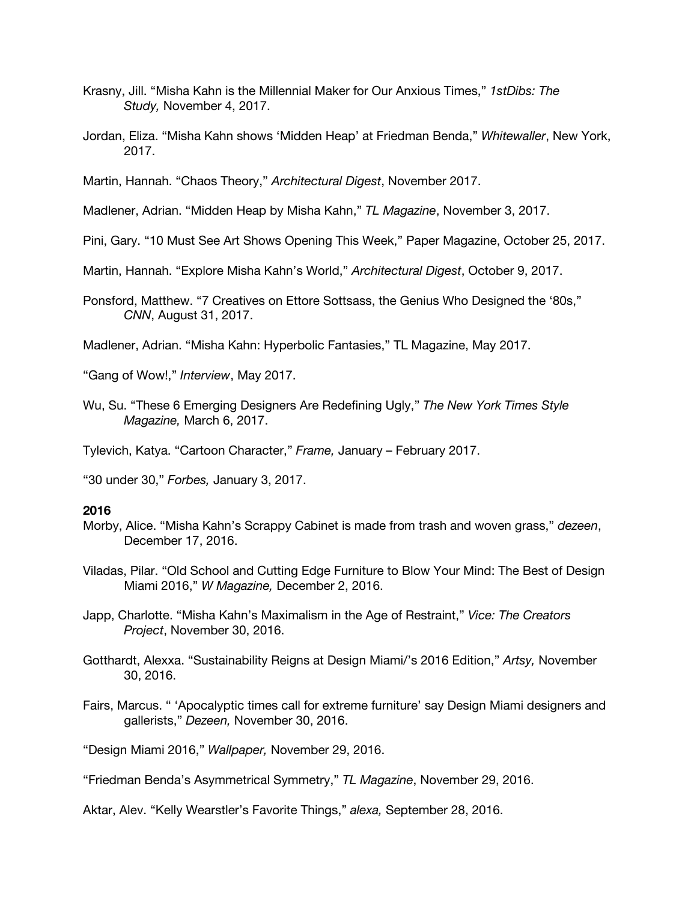Krasny, Jill. “Misha Kahn is the Millennial Maker for Our Anxious Times,” *1stDibs: The Study,* November 4, 2017.

Jordan, Eliza. “Misha Kahn shows ‘Midden Heap’ at Friedman Benda,” *Whitewaller*, New York, 2017.

Martin, Hannah. “Chaos Theory,” *Architectural Digest*, November 2017.

Madlener, Adrian. “Midden Heap by Misha Kahn,” *TL Magazine*, November 3, 2017.

Pini, Gary. “10 Must See Art Shows Opening This Week,” Paper Magazine, October 25, 2017.

Martin, Hannah. “Explore Misha Kahn’s World,” *Architectural Digest*, October 9, 2017.

Ponsford, Matthew. “7 Creatives on Ettore Sottsass, the Genius Who Designed the ‘80s,” *CNN*, August 31, 2017.

Madlener, Adrian. “Misha Kahn: Hyperbolic Fantasies,” TL Magazine, May 2017.

“Gang of Wow!,” *Interview*, May 2017.

Wu, Su. “These 6 Emerging Designers Are Redefining Ugly,” *The New York Times Style Magazine,* March 6, 2017.

Tylevich, Katya. “Cartoon Character,” *Frame,* January – February 2017.

“30 under 30,” *Forbes,* January 3, 2017.

**2016**

Morby, Alice. “Misha Kahn’s Scrappy Cabinet is made from trash and woven grass,” *dezeen*, December 17, 2016.

Viladas, Pilar. “Old School and Cutting Edge Furniture to Blow Your Mind: The Best of Design Miami 2016,” *W Magazine,* December 2, 2016.

Japp, Charlotte. “Misha Kahn’s Maximalism in the Age of Restraint,” *Vice: The Creators Project*, November 30, 2016.

Gotthardt, Alexxa. “Sustainability Reigns at Design Miami/’s 2016 Edition,” *Artsy,* November 30, 2016.

Fairs, Marcus. “ ‘Apocalyptic times call for extreme furniture’ say Design Miami designers and gallerists,” *Dezeen,* November 30, 2016.

“Design Miami 2016,” *Wallpaper,* November 29, 2016.

“Friedman Benda’s Asymmetrical Symmetry,” *TL Magazine*, November 29, 2016.

Aktar, Alev. “Kelly Wearstler’s Favorite Things,” *alexa,* September 28, 2016.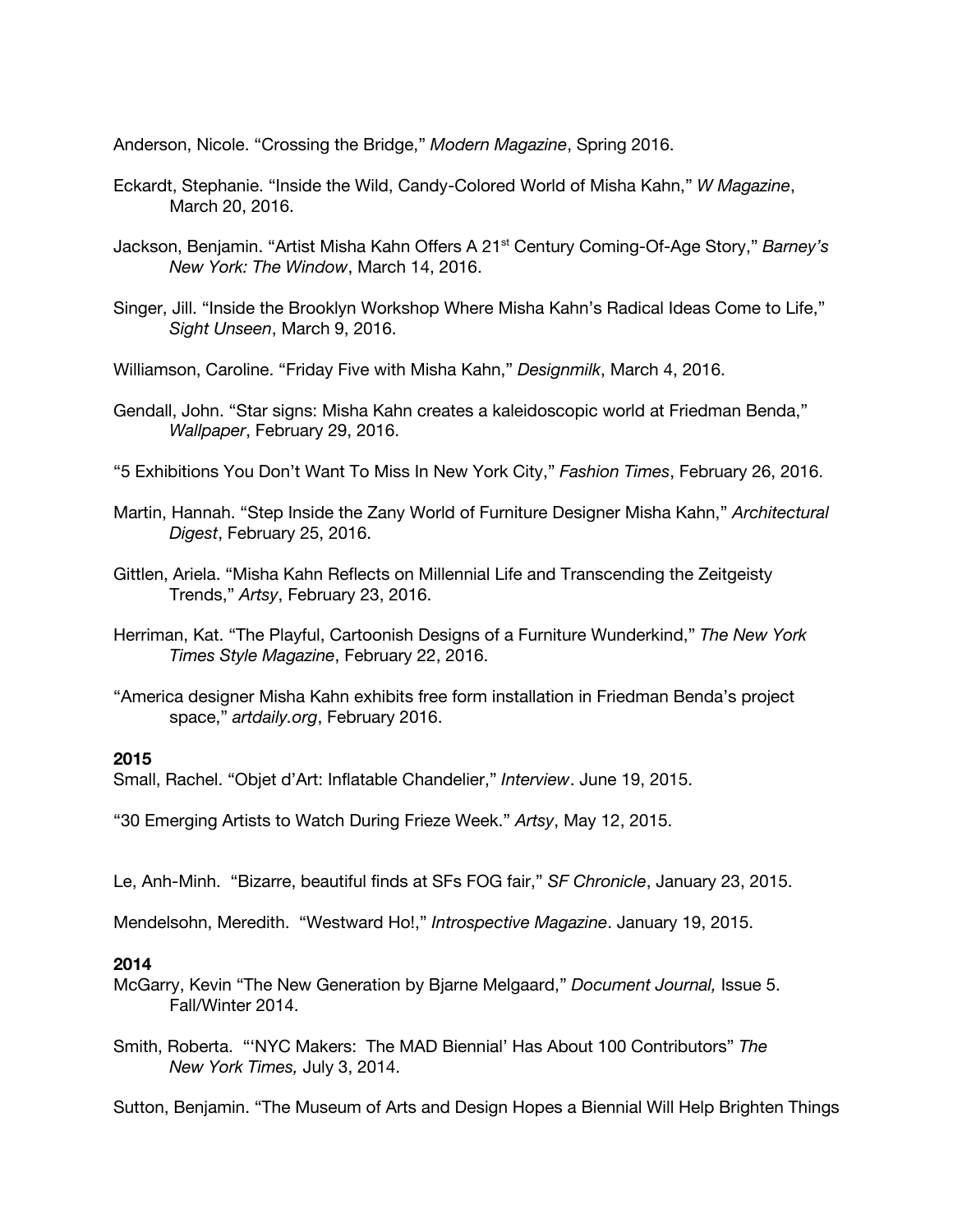Anderson, Nicole. “Crossing the Bridge,” *Modern Magazine*, Spring 2016.

Eckardt, Stephanie. “Inside the Wild, Candy-Colored World of Misha Kahn,” *W Magazine*, March 20, 2016.

Jackson, Benjamin. “Artist Misha Kahn Offers A 21st Century Coming-Of-Age Story,” *Barney’s New York: The Window*, March 14, 2016.

Singer, Jill. “Inside the Brooklyn Workshop Where Misha Kahn’s Radical Ideas Come to Life,” *Sight Unseen*, March 9, 2016.

Williamson, Caroline. “Friday Five with Misha Kahn,” *Designmilk*, March 4, 2016.

Gendall, John. “Star signs: Misha Kahn creates a kaleidoscopic world at Friedman Benda,” *Wallpaper*, February 29, 2016.

“5 Exhibitions You Don’t Want To Miss In New York City,” *Fashion Times*, February 26, 2016.

Martin, Hannah. “Step Inside the Zany World of Furniture Designer Misha Kahn,” *Architectural Digest*, February 25, 2016.

Gittlen, Ariela. “Misha Kahn Reflects on Millennial Life and Transcending the Zeitgeisty Trends,” *Artsy*, February 23, 2016.

Herriman, Kat. “The Playful, Cartoonish Designs of a Furniture Wunderkind,” *The New York Times Style Magazine*, February 22, 2016.

“America designer Misha Kahn exhibits free form installation in Friedman Benda’s project space,” *artdaily.org*, February 2016.

**2015**

Small, Rachel. “Objet d’Art: Inflatable Chandelier,” *Interview*. June 19, 2015.

“30 Emerging Artists to Watch During Frieze Week.” *Artsy*, May 12, 2015.

Le, Anh-Minh. “Bizarre, beautiful finds at SFs FOG fair,” *SF Chronicle*, January 23, 2015.

Mendelsohn, Meredith. “Westward Ho!,” *Introspective Magazine*. January 19, 2015.

**2014**

McGarry, Kevin “The New Generation by Bjarne Melgaard,” *Document Journal,* Issue 5. Fall/Winter 2014.

Smith, Roberta. “‘NYC Makers: The MAD Biennial’ Has About 100 Contributors” *The New York Times,* July 3, 2014.

Sutton, Benjamin. “The Museum of Arts and Design Hopes a Biennial Will Help Brighten Things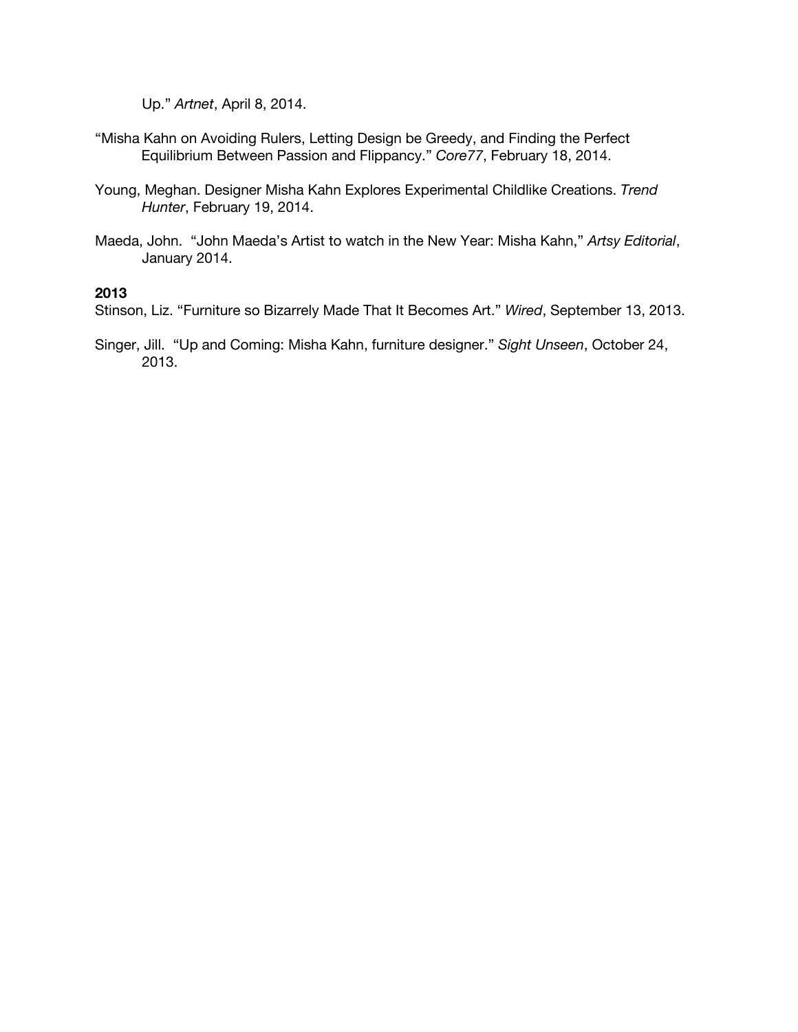Up." *Artnet*, April 8, 2014.

"Misha Kahn on Avoiding Rulers, Letting Design be Greedy, and Finding the Perfect Equilibrium Between Passion and Flippancy." *Core77*, February 18, 2014.

Young, Meghan. Designer Misha Kahn Explores Experimental Childlike Creations. *Trend Hunter*, February 19, 2014.

Maeda, John. "John Maeda's Artist to watch in the New Year: Misha Kahn," *Artsy Editorial*, January 2014.

**2013**

Stinson, Liz. "Furniture so Bizarrely Made That It Becomes Art." *Wired*, September 13, 2013.

Singer, Jill. "Up and Coming: Misha Kahn, furniture designer." *Sight Unseen*, October 24, 2013.